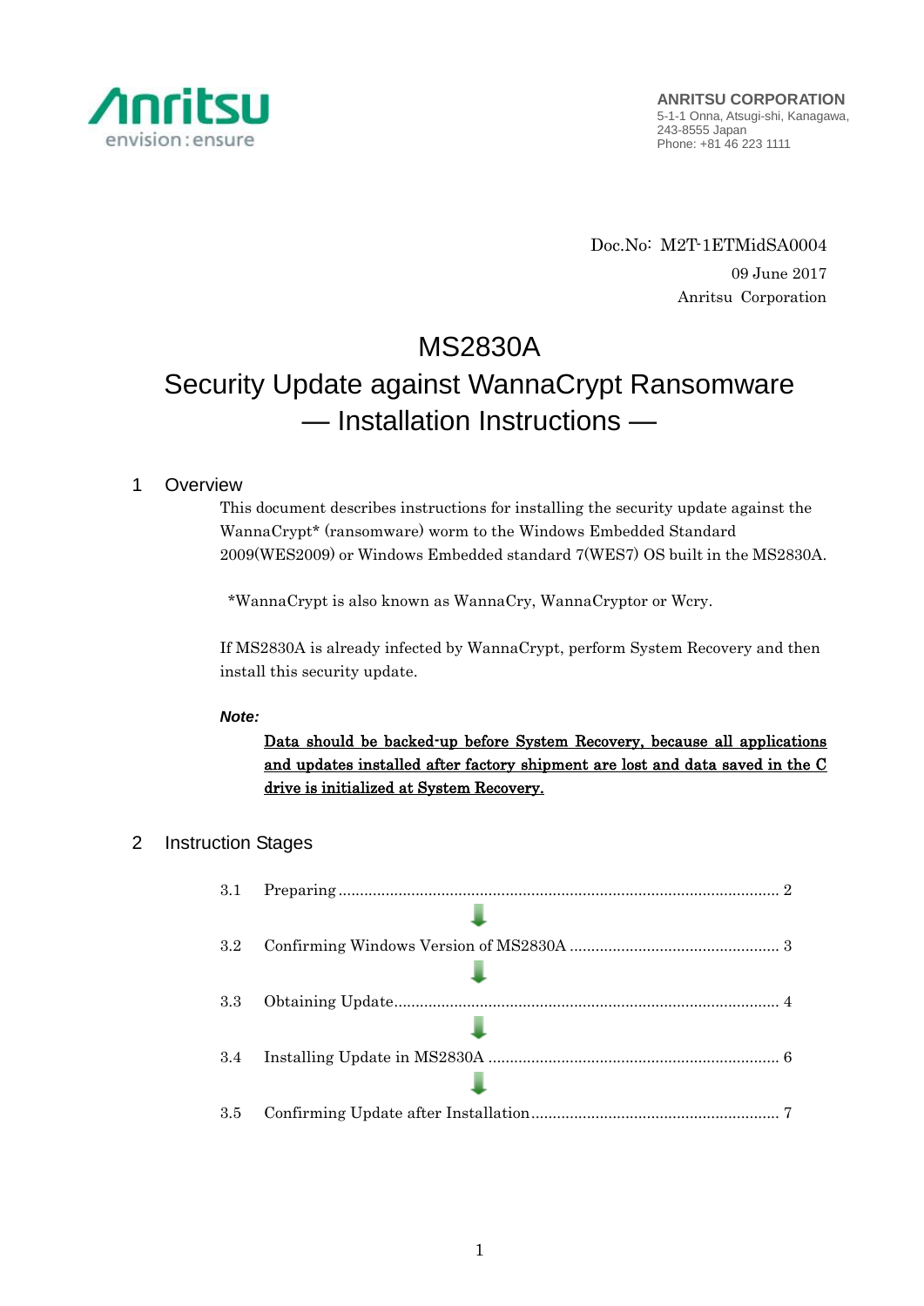**ANRITSU CORPORATION**
5-1-1 Onna, Atsugi-shi, Kanagawa,
243-8555 Japan
Phone: +81 46 223 1111

Doc.No: M2T-1ETMidSA0004
09 June 2017
Anritsu Corporation

# MS2830A
# Security Update against WannaCrypt Ransomware
# — Installation Instructions —

## 1 Overview

This document describes instructions for installing the security update against the WannaCrypt* (ransomware) worm to the Windows Embedded Standard 2009(WES2009) or Windows Embedded standard 7(WES7) OS built in the MS2830A.

*WannaCrypt is also known as WannaCry, WannaCryptor or Wcry.

If MS2830A is already infected by WannaCrypt, perform System Recovery and then install this security update.

***Note:***

**Data should be backed-up before System Recovery, because all applications and updates installed after factory shipment are lost and data saved in the C drive is initialized at System Recovery.**

## 2 Instruction Stages

3.1 Preparing ........................................ 2

↓

3.2 Confirming Windows Version of MS2830A ........................................ 3

↓

3.3 Obtaining Update ........................................ 4

↓

3.4 Installing Update in MS2830A ........................................ 6

↓

3.5 Confirming Update after Installation ........................................ 7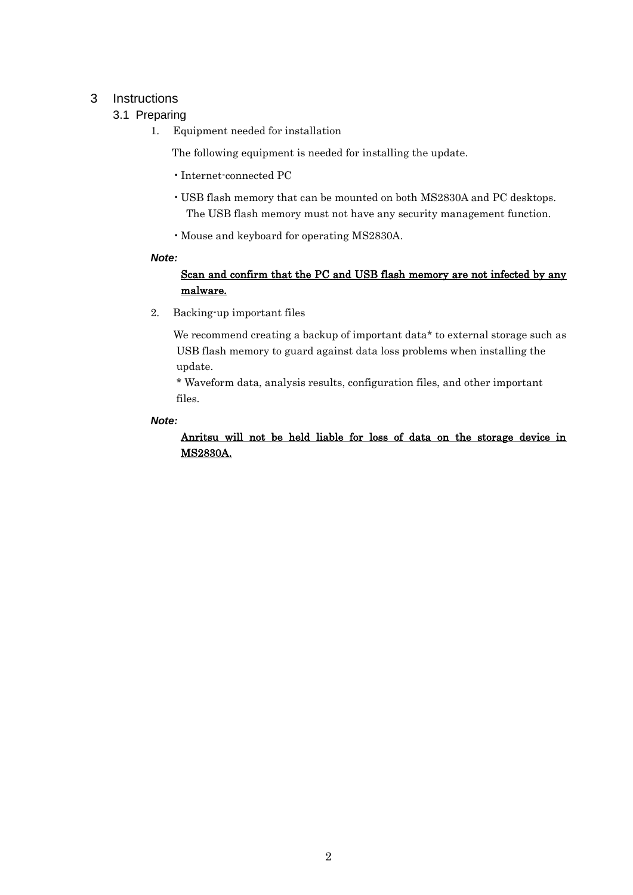# 3 Instructions

## 3.1 Preparing

1. Equipment needed for installation

   The following equipment is needed for installing the update.

   - Internet-connected PC
   - USB flash memory that can be mounted on both MS2830A and PC desktops.
     The USB flash memory must not have any security management function.
   - Mouse and keyboard for operating MS2830A.

***Note:***

<u>**Scan and confirm that the PC and USB flash memory are not infected by any malware.**</u>

2. Backing-up important files

   We recommend creating a backup of important data* to external storage such as USB flash memory to guard against data loss problems when installing the update.

   * Waveform data, analysis results, configuration files, and other important files.

***Note:***

<u>**Anritsu will not be held liable for loss of data on the storage device in MS2830A.**</u>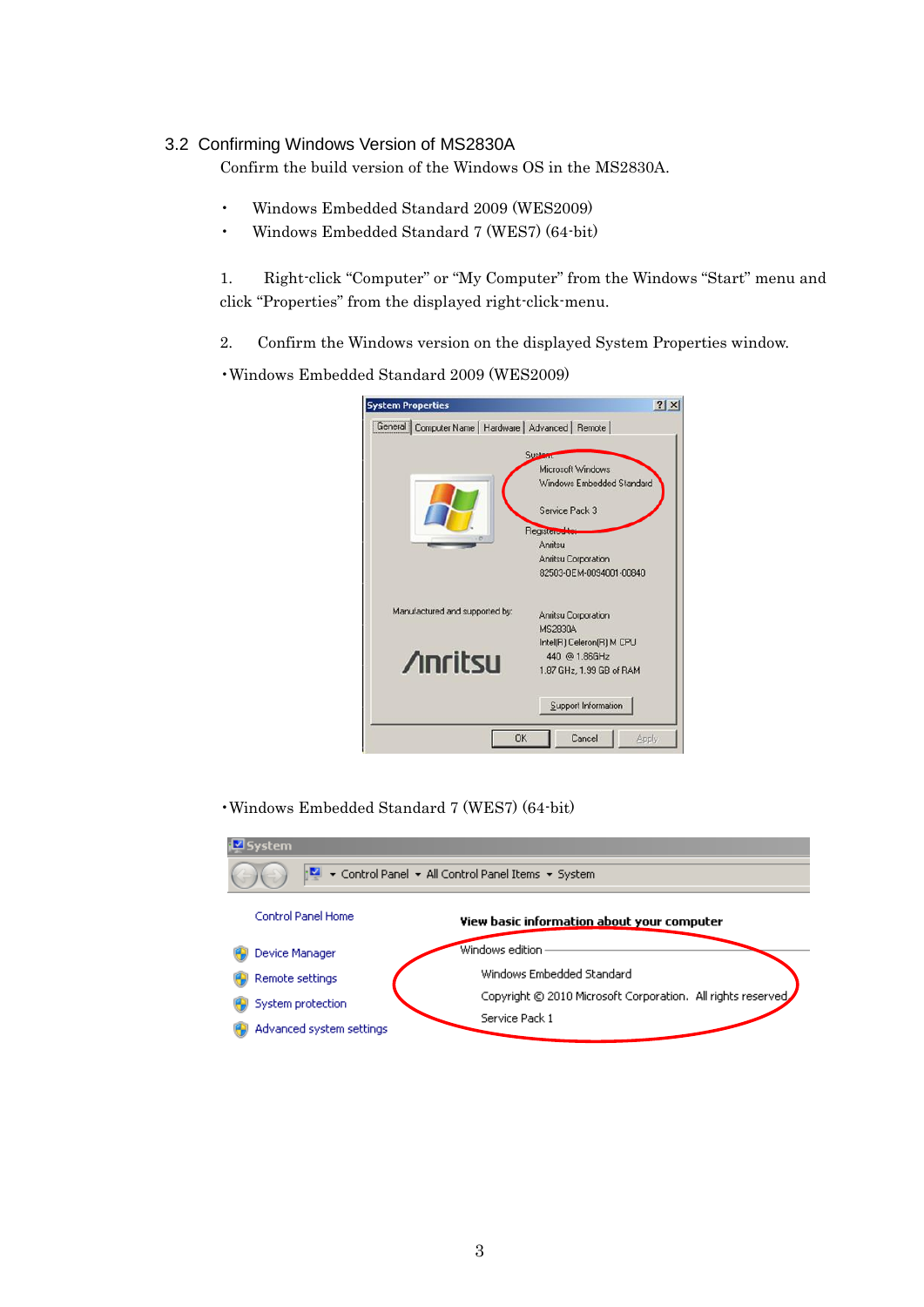## 3.2 Confirming Windows Version of MS2830A

Confirm the build version of the Windows OS in the MS2830A.

- Windows Embedded Standard 2009 (WES2009)
- Windows Embedded Standard 7 (WES7) (64-bit)

1. Right-click "Computer" or "My Computer" from the Windows "Start" menu and click "Properties" from the displayed right-click-menu.

2. Confirm the Windows version on the displayed System Properties window.

・Windows Embedded Standard 2009 (WES2009)

・Windows Embedded Standard 7 (WES7) (64-bit)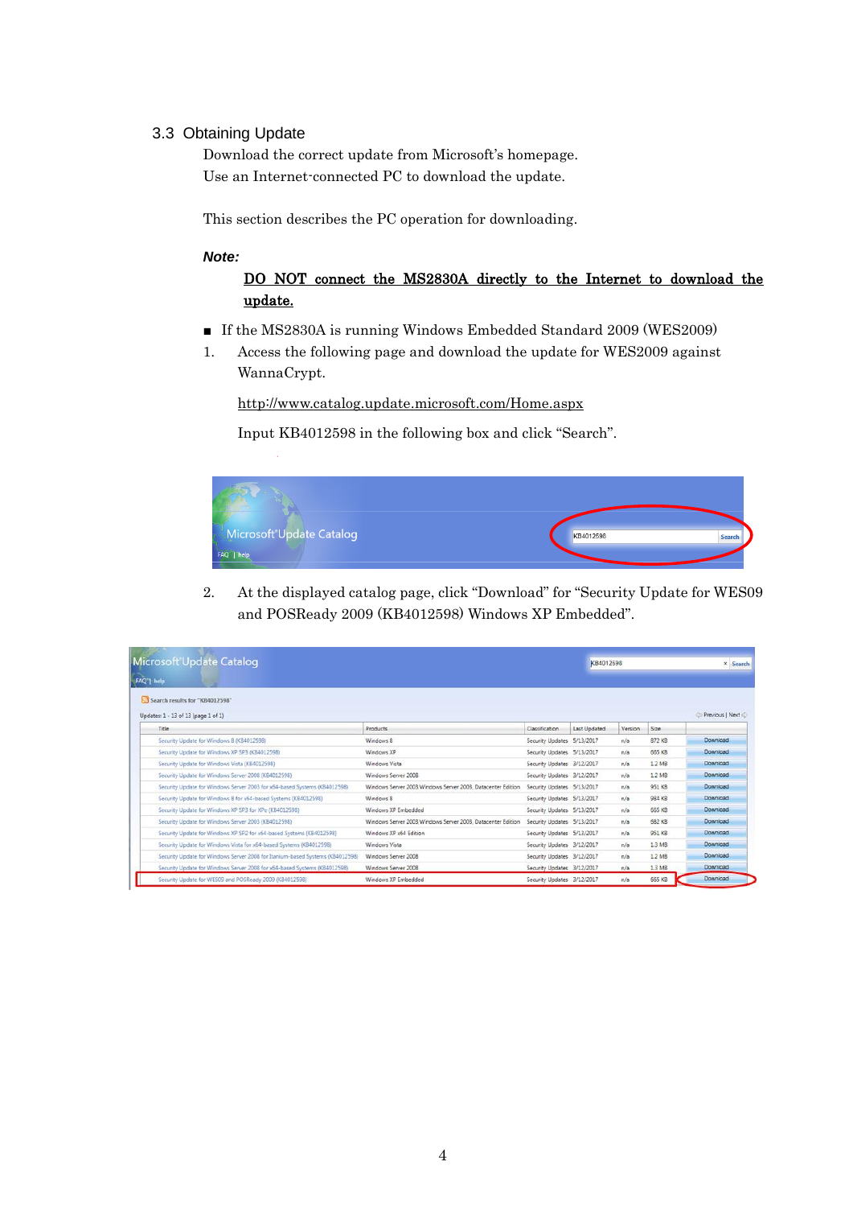## 3.3 Obtaining Update

Download the correct update from Microsoft's homepage.
Use an Internet-connected PC to download the update.

This section describes the PC operation for downloading.

***Note:***

**DO NOT connect the MS2830A directly to the Internet to download the update.**

■ If the MS2830A is running Windows Embedded Standard 2009 (WES2009)

1. Access the following page and download the update for WES2009 against WannaCrypt.

   http://www.catalog.update.microsoft.com/Home.aspx

   Input KB4012598 in the following box and click "Search".

2. At the displayed catalog page, click "Download" for "Security Update for WES09 and POSReady 2009 (KB4012598) Windows XP Embedded".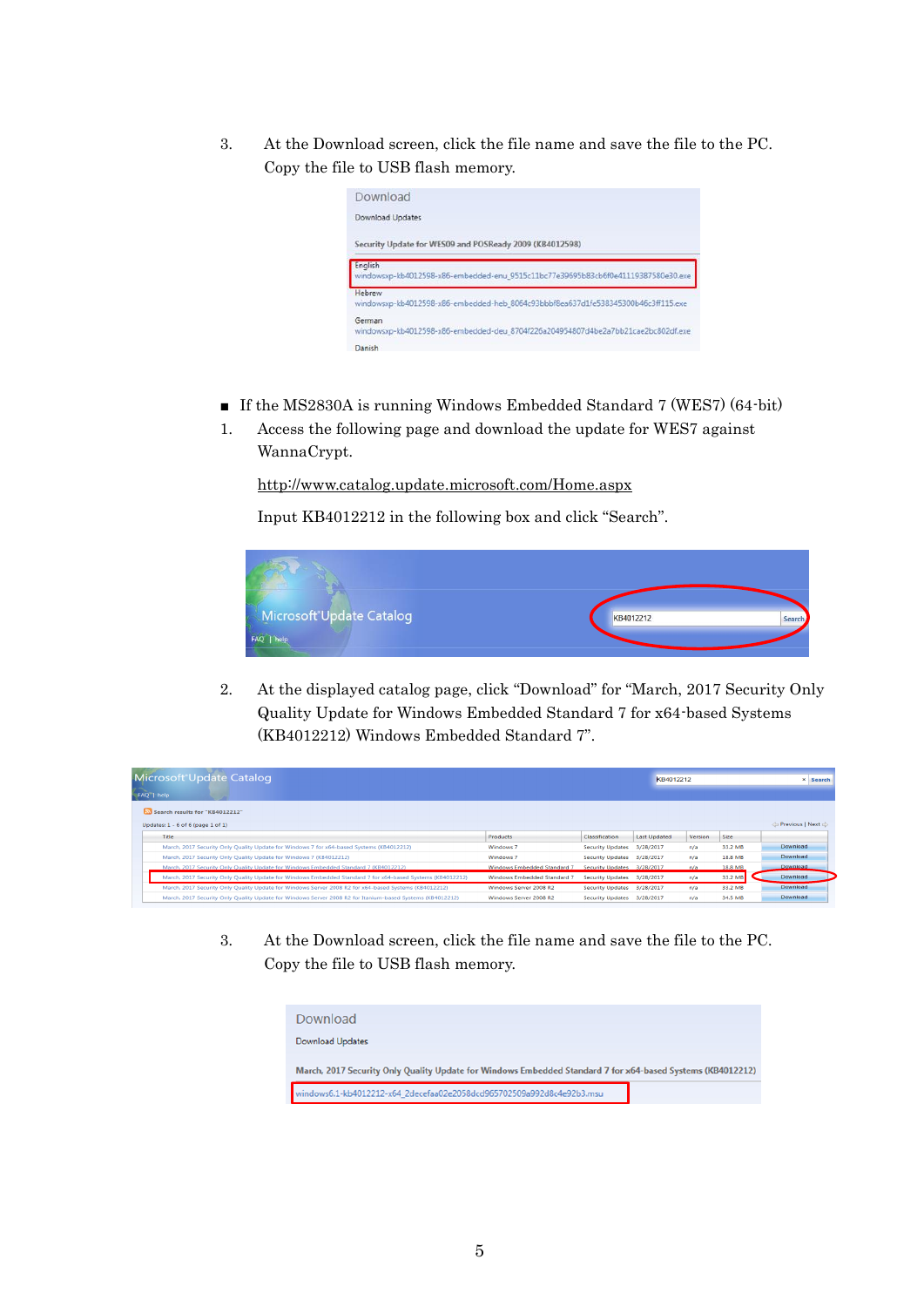3. At the Download screen, click the file name and save the file to the PC. Copy the file to USB flash memory.

■ If the MS2830A is running Windows Embedded Standard 7 (WES7) (64-bit)

1. Access the following page and download the update for WES7 against WannaCrypt.

   http://www.catalog.update.microsoft.com/Home.aspx

   Input KB4012212 in the following box and click "Search".

2. At the displayed catalog page, click "Download" for "March, 2017 Security Only Quality Update for Windows Embedded Standard 7 for x64-based Systems (KB4012212) Windows Embedded Standard 7".

3. At the Download screen, click the file name and save the file to the PC. Copy the file to USB flash memory.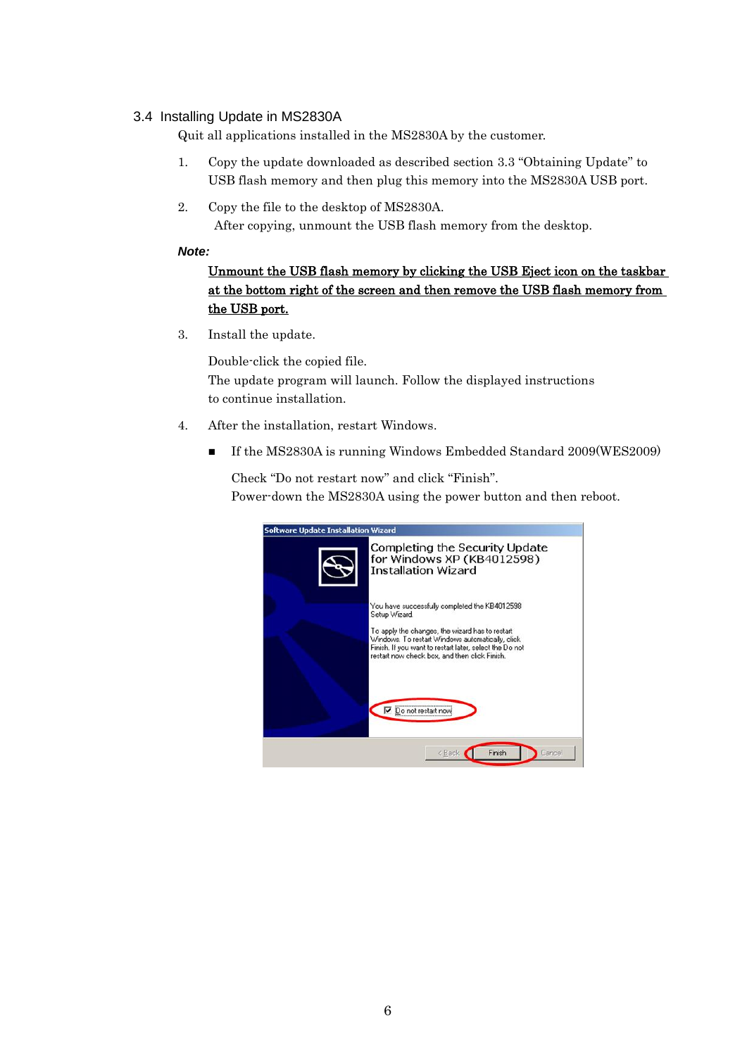## 3.4 Installing Update in MS2830A

Quit all applications installed in the MS2830A by the customer.

1. Copy the update downloaded as described section 3.3 "Obtaining Update" to USB flash memory and then plug this memory into the MS2830A USB port.

2. Copy the file to the desktop of MS2830A.
   After copying, unmount the USB flash memory from the desktop.

***Note:***

<u>**Unmount the USB flash memory by clicking the USB Eject icon on the taskbar at the bottom right of the screen and then remove the USB flash memory from the USB port.**</u>

3. Install the update.

   Double-click the copied file.
   The update program will launch. Follow the displayed instructions to continue installation.

4. After the installation, restart Windows.

   - If the MS2830A is running Windows Embedded Standard 2009(WES2009)

     Check "Do not restart now" and click "Finish".
     Power-down the MS2830A using the power button and then reboot.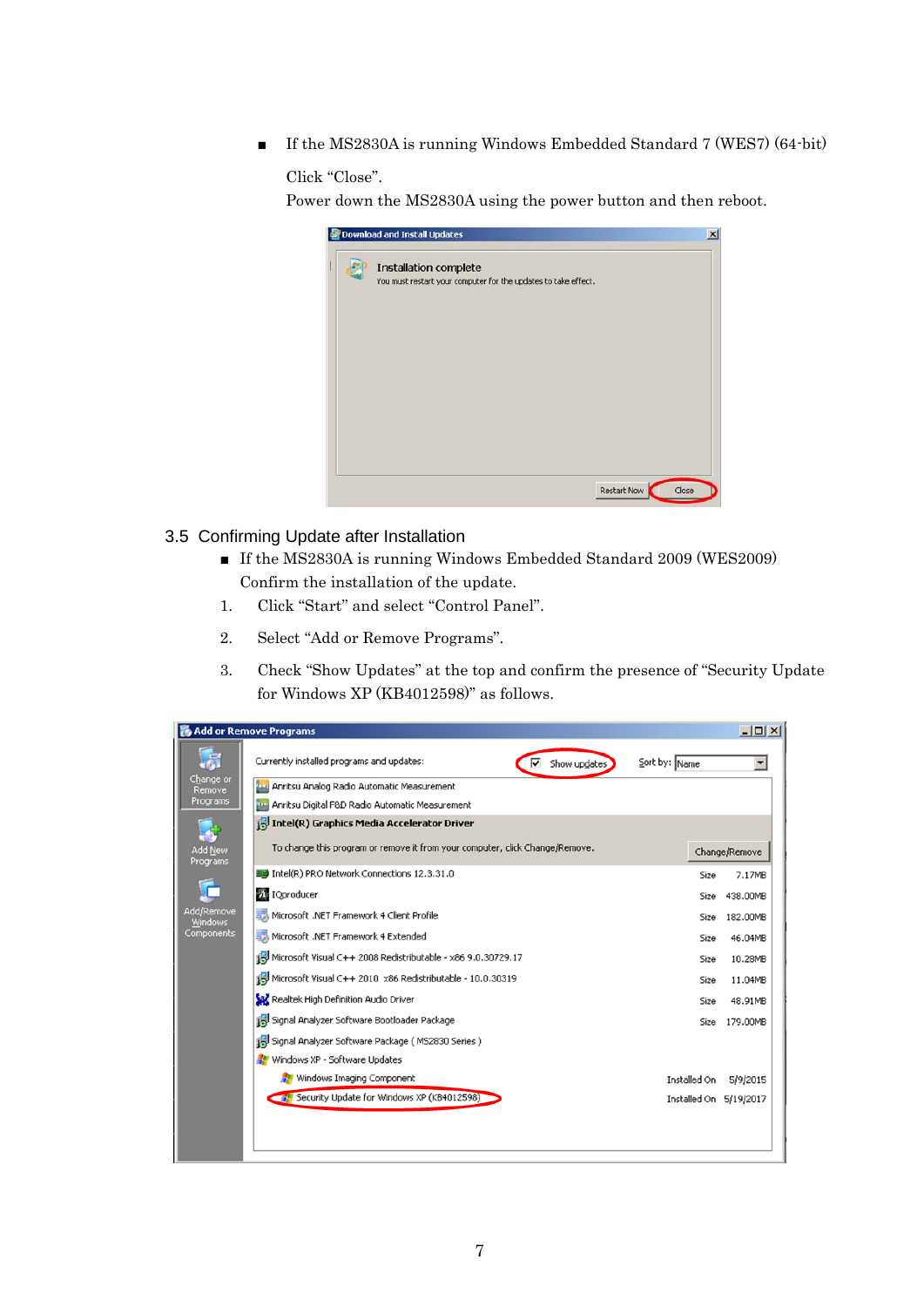- If the MS2830A is running Windows Embedded Standard 7 (WES7) (64-bit)

  Click "Close".

  Power down the MS2830A using the power button and then reboot.

## 3.5 Confirming Update after Installation

- If the MS2830A is running Windows Embedded Standard 2009 (WES2009)

  Confirm the installation of the update.

1. Click "Start" and select "Control Panel".
2. Select "Add or Remove Programs".
3. Check "Show Updates" at the top and confirm the presence of "Security Update for Windows XP (KB4012598)" as follows.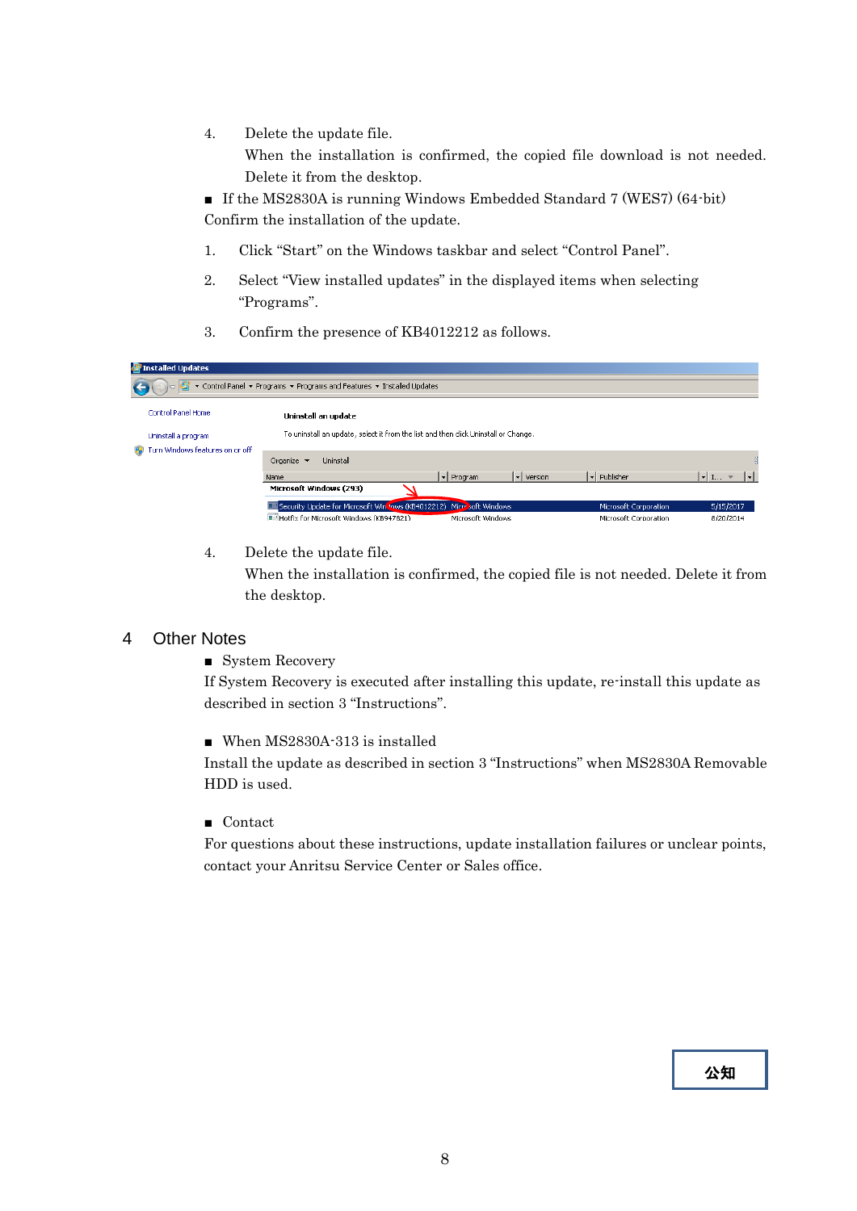4. Delete the update file.
   When the installation is confirmed, the copied file download is not needed. Delete it from the desktop.

■ If the MS2830A is running Windows Embedded Standard 7 (WES7) (64-bit)
Confirm the installation of the update.

1. Click “Start” on the Windows taskbar and select “Control Panel”.
2. Select “View installed updates” in the displayed items when selecting “Programs”.
3. Confirm the presence of KB4012212 as follows.

Installed Updates
Control Panel ▸ Programs ▸ Programs and Features ▸ Installed Updates
Control Panel Home
Uninstall a program
Turn Windows features on or off
Uninstall an update
To uninstall an update, select it from the list and then click Uninstall or Change.
Organize ▾ Uninstall
Name | Program | Version | Publisher | I...
Microsoft Windows (293)
Security Update for Microsoft Windows (KB4012212) Microsoft Windows Microsoft Corporation 5/15/2017
Hotfix for Microsoft Windows (KB947821) Microsoft Windows Microsoft Corporation 8/20/2014

4. Delete the update file.
   When the installation is confirmed, the copied file is not needed. Delete it from the desktop.

## 4 Other Notes

■ System Recovery
If System Recovery is executed after installing this update, re-install this update as described in section 3 “Instructions”.

■ When MS2830A-313 is installed
Install the update as described in section 3 “Instructions” when MS2830A Removable HDD is used.

■ Contact
For questions about these instructions, update installation failures or unclear points, contact your Anritsu Service Center or Sales office.

公知